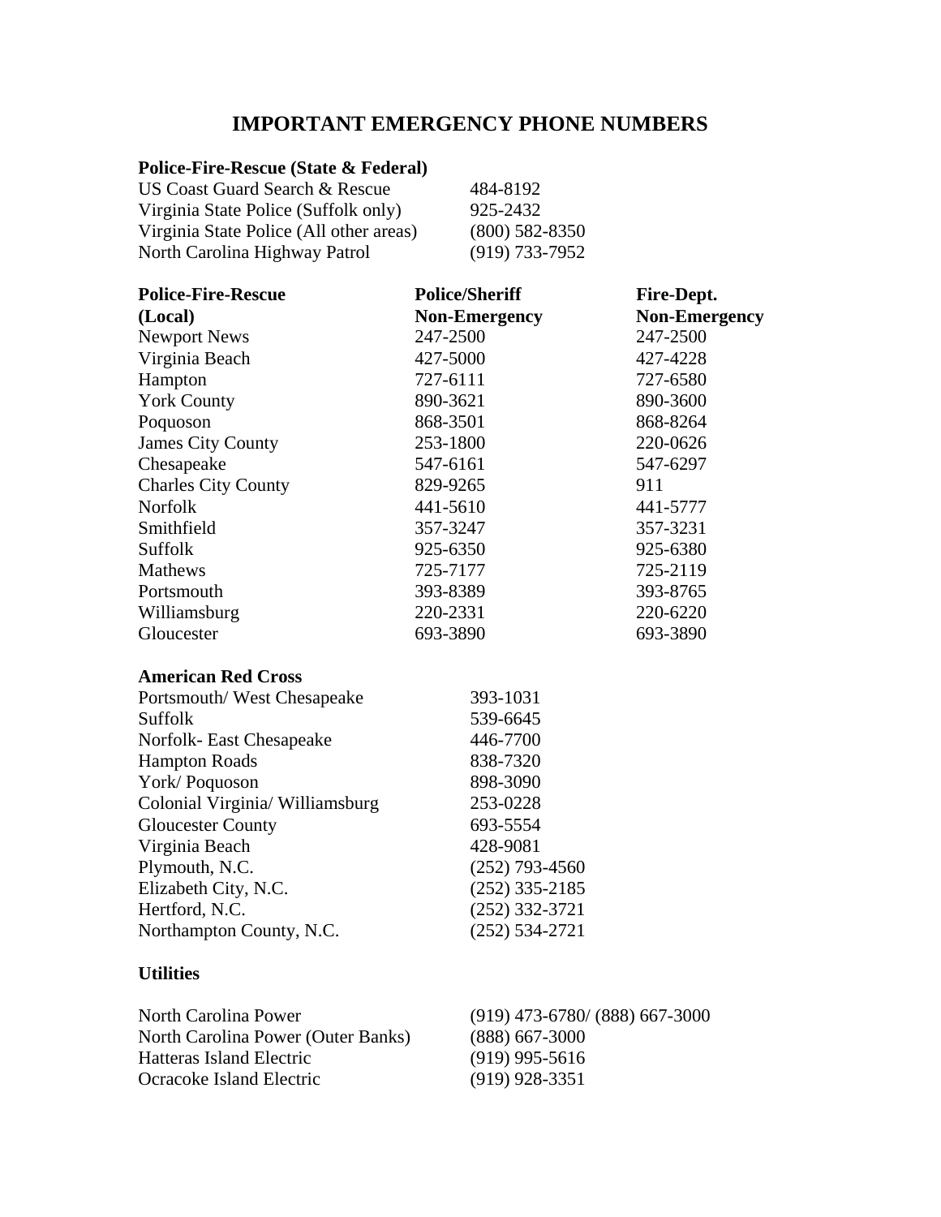# IMPORTANT EMERGENCY PHONE NUMBERS

**Police-Fire-Rescue (State & Federal)**

| | |
|---|---|
| US Coast Guard Search & Rescue | 484-8192 |
| Virginia State Police (Suffolk only) | 925-2432 |
| Virginia State Police (All other areas) | (800) 582-8350 |
| North Carolina Highway Patrol | (919) 733-7952 |

| Police-Fire-Rescue (Local) | Police/Sheriff Non-Emergency | Fire-Dept. Non-Emergency |
|---|---|---|
| Newport News | 247-2500 | 247-2500 |
| Virginia Beach | 427-5000 | 427-4228 |
| Hampton | 727-6111 | 727-6580 |
| York County | 890-3621 | 890-3600 |
| Poquoson | 868-3501 | 868-8264 |
| James City County | 253-1800 | 220-0626 |
| Chesapeake | 547-6161 | 547-6297 |
| Charles City County | 829-9265 | 911 |
| Norfolk | 441-5610 | 441-5777 |
| Smithfield | 357-3247 | 357-3231 |
| Suffolk | 925-6350 | 925-6380 |
| Mathews | 725-7177 | 725-2119 |
| Portsmouth | 393-8389 | 393-8765 |
| Williamsburg | 220-2331 | 220-6220 |
| Gloucester | 693-3890 | 693-3890 |

**American Red Cross**

| | |
|---|---|
| Portsmouth/ West Chesapeake | 393-1031 |
| Suffolk | 539-6645 |
| Norfolk- East Chesapeake | 446-7700 |
| Hampton Roads | 838-7320 |
| York/ Poquoson | 898-3090 |
| Colonial Virginia/ Williamsburg | 253-0228 |
| Gloucester County | 693-5554 |
| Virginia Beach | 428-9081 |
| Plymouth, N.C. | (252) 793-4560 |
| Elizabeth City, N.C. | (252) 335-2185 |
| Hertford, N.C. | (252) 332-3721 |
| Northampton County, N.C. | (252) 534-2721 |

**Utilities**

| | |
|---|---|
| North Carolina Power | (919) 473-6780/ (888) 667-3000 |
| North Carolina Power (Outer Banks) | (888) 667-3000 |
| Hatteras Island Electric | (919) 995-5616 |
| Ocracoke Island Electric | (919) 928-3351 |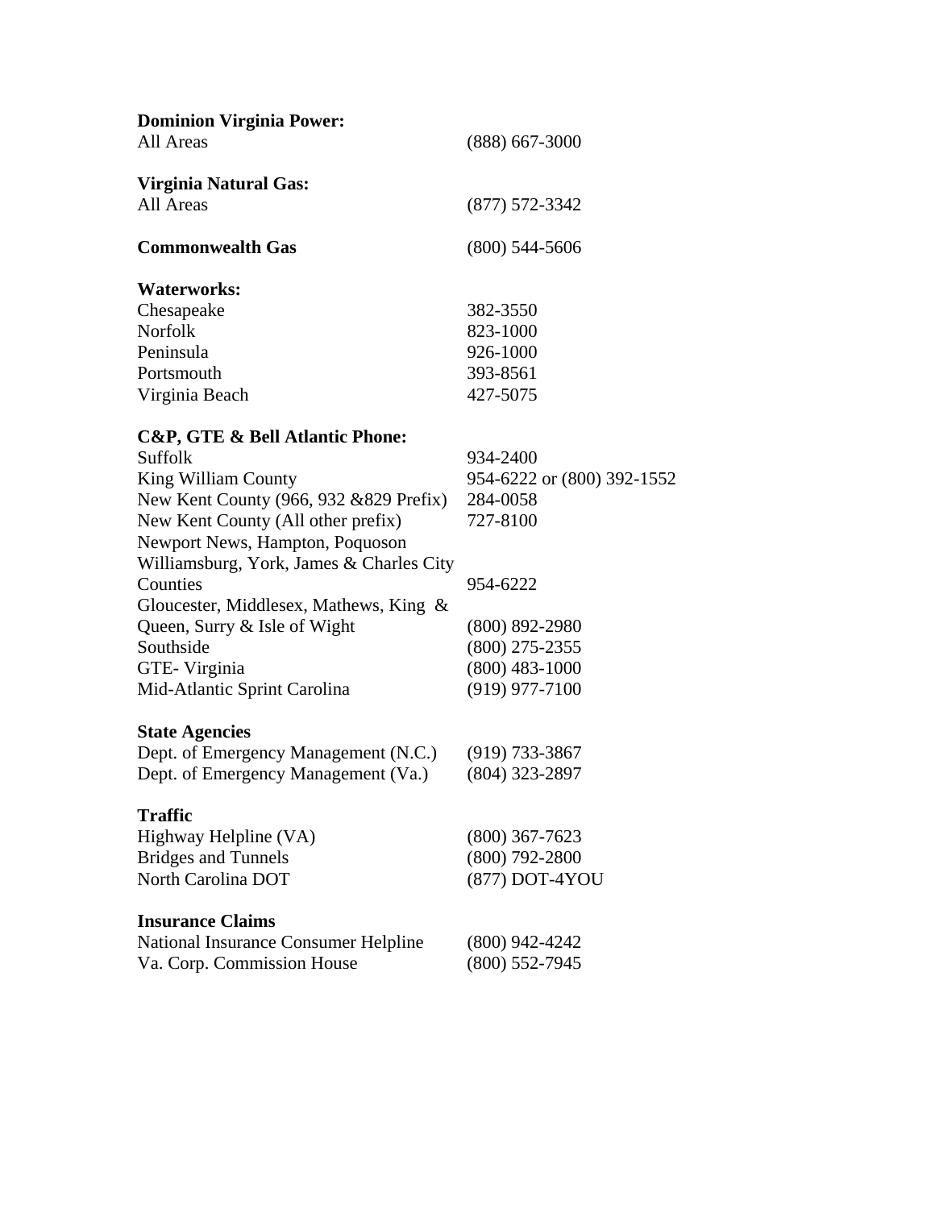**Dominion Virginia Power:**

| | |
|---|---|
| All Areas | (888) 667-3000 |

**Virginia Natural Gas:**

| | |
|---|---|
| All Areas | (877) 572-3342 |

**Commonwealth Gas** (800) 544-5606

**Waterworks:**

| | |
|---|---|
| Chesapeake | 382-3550 |
| Norfolk | 823-1000 |
| Peninsula | 926-1000 |
| Portsmouth | 393-8561 |
| Virginia Beach | 427-5075 |

**C&P, GTE & Bell Atlantic Phone:**

| | |
|---|---|
| Suffolk | 934-2400 |
| King William County | 954-6222 or (800) 392-1552 |
| New Kent County (966, 932 &829 Prefix) | 284-0058 |
| New Kent County (All other prefix) | 727-8100 |
| Newport News, Hampton, Poquoson Williamsburg, York, James & Charles City Counties | 954-6222 |
| Gloucester, Middlesex, Mathews, King & Queen, Surry & Isle of Wight | (800) 892-2980 |
| Southside | (800) 275-2355 |
| GTE- Virginia | (800) 483-1000 |
| Mid-Atlantic Sprint Carolina | (919) 977-7100 |

**State Agencies**

| | |
|---|---|
| Dept. of Emergency Management (N.C.) | (919) 733-3867 |
| Dept. of Emergency Management (Va.) | (804) 323-2897 |

**Traffic**

| | |
|---|---|
| Highway Helpline (VA) | (800) 367-7623 |
| Bridges and Tunnels | (800) 792-2800 |
| North Carolina DOT | (877) DOT-4YOU |

**Insurance Claims**

| | |
|---|---|
| National Insurance Consumer Helpline | (800) 942-4242 |
| Va. Corp. Commission House | (800) 552-7945 |